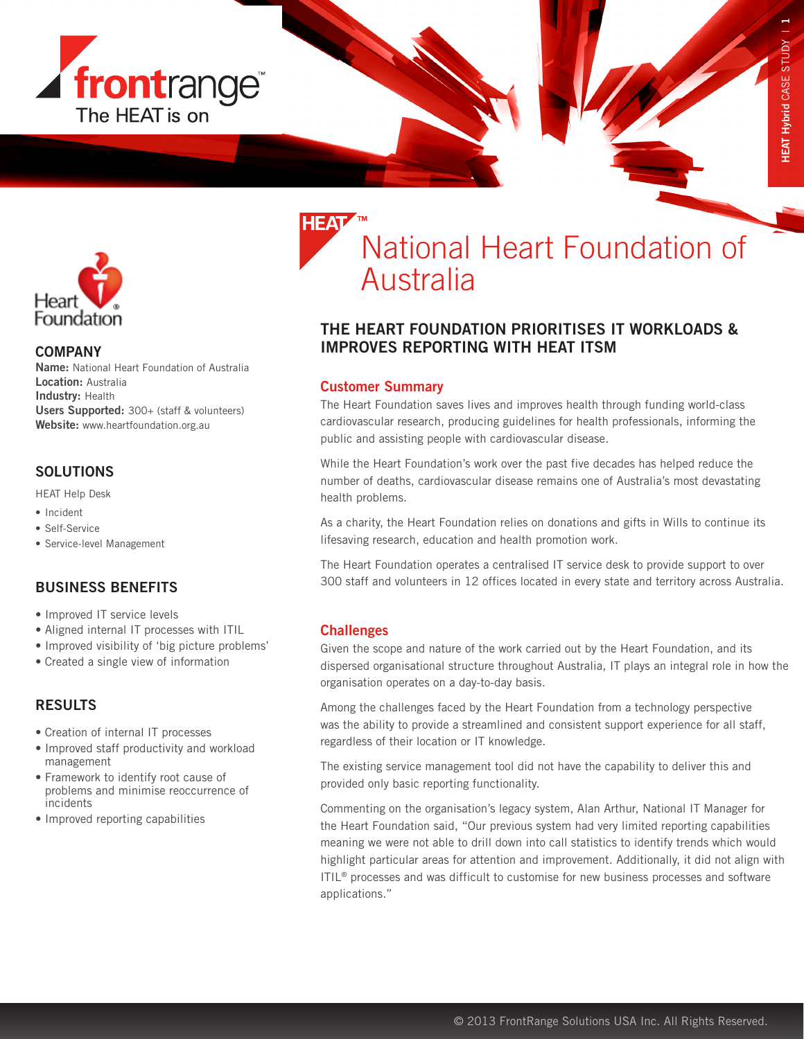frontrange™
The HEAT is on

HEAT™

# National Heart Foundation of Australia

## THE HEART FOUNDATION PRIORITISES IT WORKLOADS & IMPROVES REPORTING WITH HEAT ITSM

Heart Foundation

### COMPANY

**Name:** National Heart Foundation of Australia
**Location:** Australia
**Industry:** Health
**Users Supported:** 300+ (staff & volunteers)
**Website:** www.heartfoundation.org.au

### SOLUTIONS

HEAT Help Desk

- Incident
- Self-Service
- Service-level Management

### BUSINESS BENEFITS

- Improved IT service levels
- Aligned internal IT processes with ITIL
- Improved visibility of 'big picture problems'
- Created a single view of information

### RESULTS

- Creation of internal IT processes
- Improved staff productivity and workload management
- Framework to identify root cause of problems and minimise reoccurrence of incidents
- Improved reporting capabilities

### Customer Summary

The Heart Foundation saves lives and improves health through funding world-class cardiovascular research, producing guidelines for health professionals, informing the public and assisting people with cardiovascular disease.

While the Heart Foundation's work over the past five decades has helped reduce the number of deaths, cardiovascular disease remains one of Australia's most devastating health problems.

As a charity, the Heart Foundation relies on donations and gifts in Wills to continue its lifesaving research, education and health promotion work.

The Heart Foundation operates a centralised IT service desk to provide support to over 300 staff and volunteers in 12 offices located in every state and territory across Australia.

### Challenges

Given the scope and nature of the work carried out by the Heart Foundation, and its dispersed organisational structure throughout Australia, IT plays an integral role in how the organisation operates on a day-to-day basis.

Among the challenges faced by the Heart Foundation from a technology perspective was the ability to provide a streamlined and consistent support experience for all staff, regardless of their location or IT knowledge.

The existing service management tool did not have the capability to deliver this and provided only basic reporting functionality.

Commenting on the organisation's legacy system, Alan Arthur, National IT Manager for the Heart Foundation said, "Our previous system had very limited reporting capabilities meaning we were not able to drill down into call statistics to identify trends which would highlight particular areas for attention and improvement. Additionally, it did not align with ITIL® processes and was difficult to customise for new business processes and software applications."

© 2013 FrontRange Solutions USA Inc. All Rights Reserved.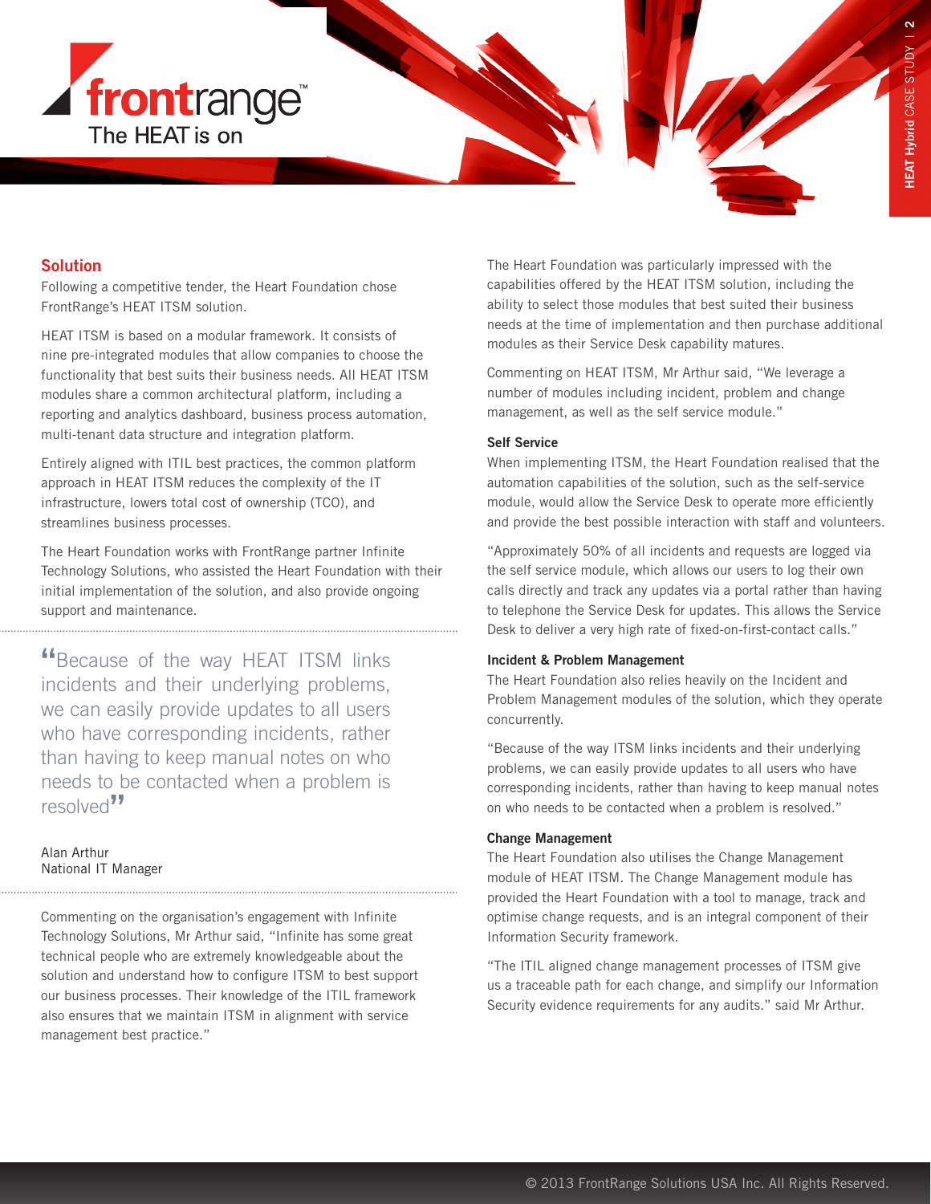## Solution

Following a competitive tender, the Heart Foundation chose FrontRange's HEAT ITSM solution.

HEAT ITSM is based on a modular framework. It consists of nine pre-integrated modules that allow companies to choose the functionality that best suits their business needs. All HEAT ITSM modules share a common architectural platform, including a reporting and analytics dashboard, business process automation, multi-tenant data structure and integration platform.

Entirely aligned with ITIL best practices, the common platform approach in HEAT ITSM reduces the complexity of the IT infrastructure, lowers total cost of ownership (TCO), and streamlines business processes.

The Heart Foundation works with FrontRange partner Infinite Technology Solutions, who assisted the Heart Foundation with their initial implementation of the solution, and also provide ongoing support and maintenance.

> "Because of the way HEAT ITSM links incidents and their underlying problems, we can easily provide updates to all users who have corresponding incidents, rather than having to keep manual notes on who needs to be contacted when a problem is resolved"
>
> Alan Arthur
> National IT Manager

Commenting on the organisation's engagement with Infinite Technology Solutions, Mr Arthur said, "Infinite has some great technical people who are extremely knowledgeable about the solution and understand how to configure ITSM to best support our business processes. Their knowledge of the ITIL framework also ensures that we maintain ITSM in alignment with service management best practice."

The Heart Foundation was particularly impressed with the capabilities offered by the HEAT ITSM solution, including the ability to select those modules that best suited their business needs at the time of implementation and then purchase additional modules as their Service Desk capability matures.

Commenting on HEAT ITSM, Mr Arthur said, "We leverage a number of modules including incident, problem and change management, as well as the self service module."

### Self Service

When implementing ITSM, the Heart Foundation realised that the automation capabilities of the solution, such as the self-service module, would allow the Service Desk to operate more efficiently and provide the best possible interaction with staff and volunteers.

"Approximately 50% of all incidents and requests are logged via the self service module, which allows our users to log their own calls directly and track any updates via a portal rather than having to telephone the Service Desk for updates. This allows the Service Desk to deliver a very high rate of fixed-on-first-contact calls."

### Incident & Problem Management

The Heart Foundation also relies heavily on the Incident and Problem Management modules of the solution, which they operate concurrently.

"Because of the way ITSM links incidents and their underlying problems, we can easily provide updates to all users who have corresponding incidents, rather than having to keep manual notes on who needs to be contacted when a problem is resolved."

### Change Management

The Heart Foundation also utilises the Change Management module of HEAT ITSM. The Change Management module has provided the Heart Foundation with a tool to manage, track and optimise change requests, and is an integral component of their Information Security framework.

"The ITIL aligned change management processes of ITSM give us a traceable path for each change, and simplify our Information Security evidence requirements for any audits." said Mr Arthur.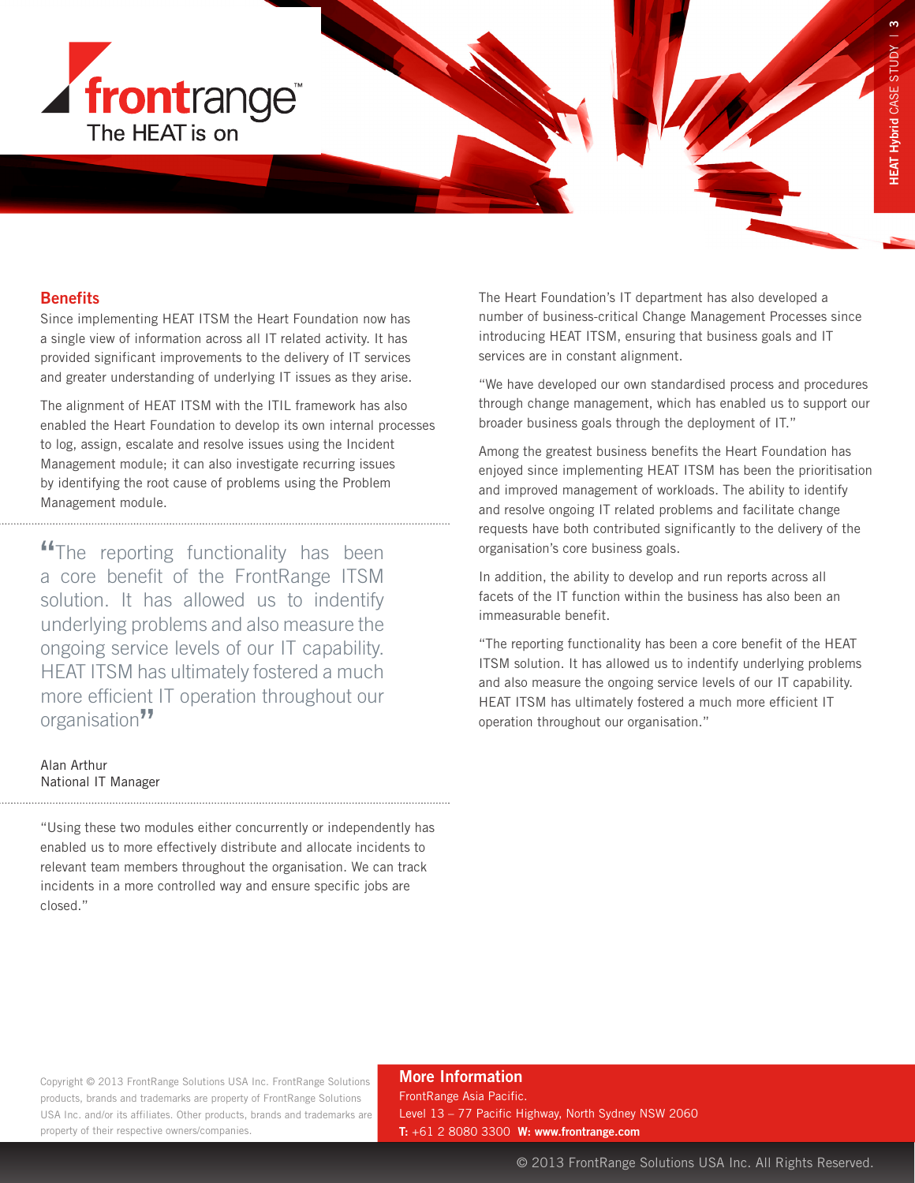## Benefits

Since implementing HEAT ITSM the Heart Foundation now has a single view of information across all IT related activity. It has provided significant improvements to the delivery of IT services and greater understanding of underlying IT issues as they arise.

The alignment of HEAT ITSM with the ITIL framework has also enabled the Heart Foundation to develop its own internal processes to log, assign, escalate and resolve issues using the Incident Management module; it can also investigate recurring issues by identifying the root cause of problems using the Problem Management module.

> "The reporting functionality has been a core benefit of the FrontRange ITSM solution. It has allowed us to indentify underlying problems and also measure the ongoing service levels of our IT capability. HEAT ITSM has ultimately fostered a much more efficient IT operation throughout our organisation"

Alan Arthur
National IT Manager

"Using these two modules either concurrently or independently has enabled us to more effectively distribute and allocate incidents to relevant team members throughout the organisation. We can track incidents in a more controlled way and ensure specific jobs are closed."

The Heart Foundation's IT department has also developed a number of business-critical Change Management Processes since introducing HEAT ITSM, ensuring that business goals and IT services are in constant alignment.

"We have developed our own standardised process and procedures through change management, which has enabled us to support our broader business goals through the deployment of IT."

Among the greatest business benefits the Heart Foundation has enjoyed since implementing HEAT ITSM has been the prioritisation and improved management of workloads. The ability to identify and resolve ongoing IT related problems and facilitate change requests have both contributed significantly to the delivery of the organisation's core business goals.

In addition, the ability to develop and run reports across all facets of the IT function within the business has also been an immeasurable benefit.

"The reporting functionality has been a core benefit of the HEAT ITSM solution. It has allowed us to indentify underlying problems and also measure the ongoing service levels of our IT capability. HEAT ITSM has ultimately fostered a much more efficient IT operation throughout our organisation."

Copyright © 2013 FrontRange Solutions USA Inc. FrontRange Solutions products, brands and trademarks are property of FrontRange Solutions USA Inc. and/or its affiliates. Other products, brands and trademarks are property of their respective owners/companies.

### More Information

FrontRange Asia Pacific.
Level 13 – 77 Pacific Highway, North Sydney NSW 2060
**T:** +61 2 8080 3300 **W: www.frontrange.com**